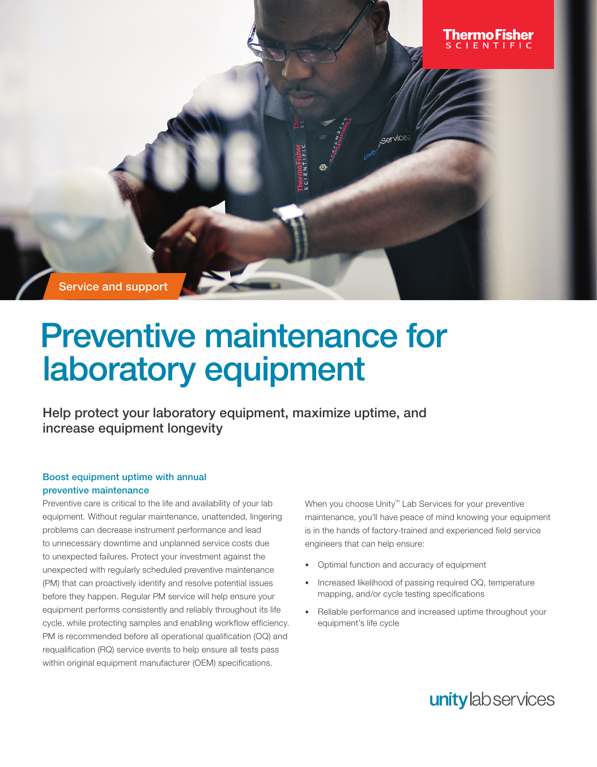Service and support

# Preventive maintenance for laboratory equipment

## Help protect your laboratory equipment, maximize uptime, and increase equipment longevity

### Boost equipment uptime with annual preventive maintenance

Preventive care is critical to the life and availability of your lab equipment. Without regular maintenance, unattended, lingering problems can decrease instrument performance and lead to unnecessary downtime and unplanned service costs due to unexpected failures. Protect your investment against the unexpected with regularly scheduled preventive maintenance (PM) that can proactively identify and resolve potential issues before they happen. Regular PM service will help ensure your equipment performs consistently and reliably throughout its life cycle, while protecting samples and enabling workflow efficiency. PM is recommended before all operational qualification (OQ) and requalification (RQ) service events to help ensure all tests pass within original equipment manufacturer (OEM) specifications.

When you choose Unity™ Lab Services for your preventive maintenance, you'll have peace of mind knowing your equipment is in the hands of factory-trained and experienced field service engineers that can help ensure:

- Optimal function and accuracy of equipment
- Increased likelihood of passing required OQ, temperature mapping, and/or cycle testing specifications
- Reliable performance and increased uptime throughout your equipment's life cycle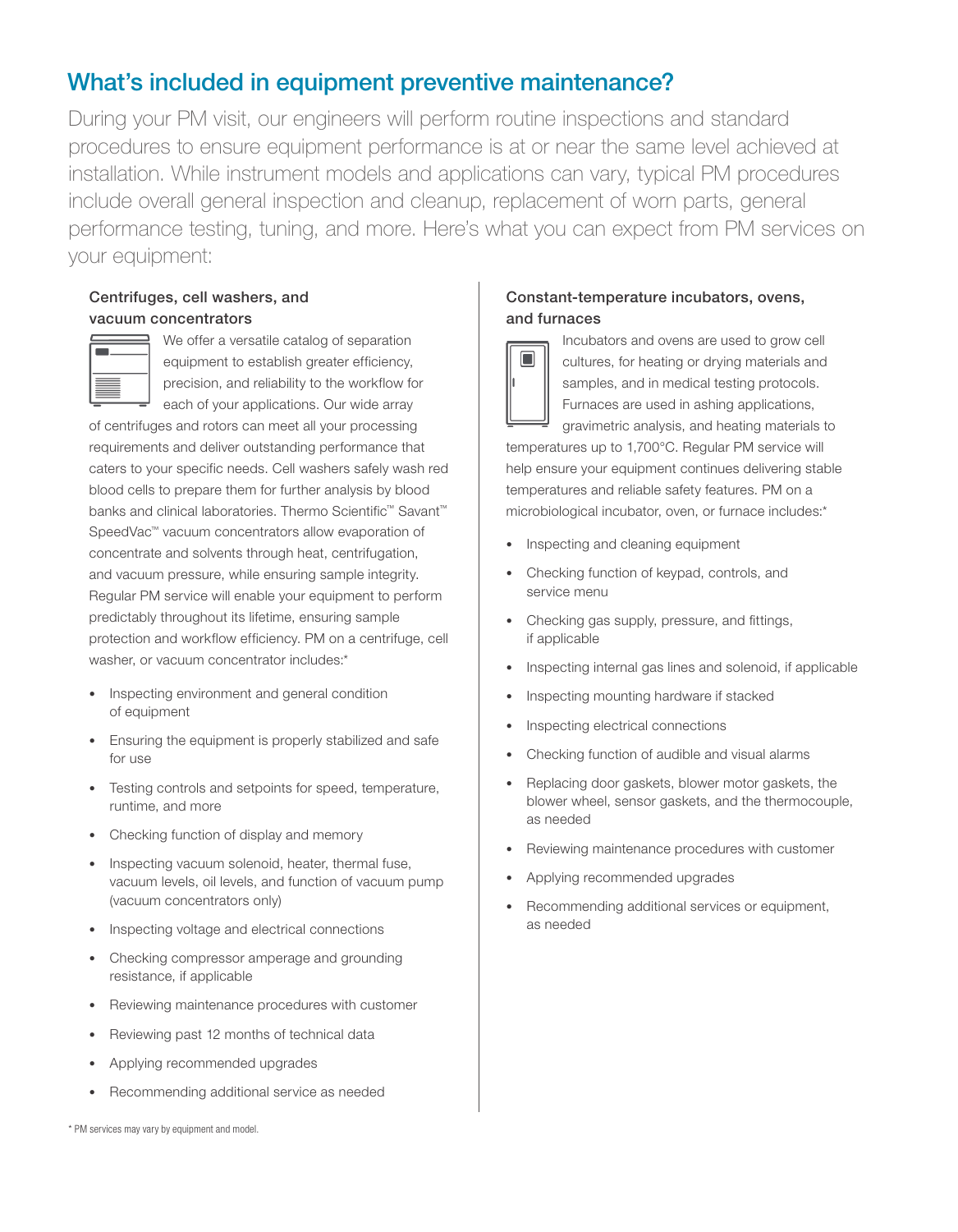## What's included in equipment preventive maintenance?

During your PM visit, our engineers will perform routine inspections and standard procedures to ensure equipment performance is at or near the same level achieved at installation. While instrument models and applications can vary, typical PM procedures include overall general inspection and cleanup, replacement of worn parts, general performance testing, tuning, and more. Here's what you can expect from PM services on your equipment:

### Centrifuges, cell washers, and vacuum concentrators

We offer a versatile catalog of separation equipment to establish greater efficiency, precision, and reliability to the workflow for each of your applications. Our wide array of centrifuges and rotors can meet all your processing requirements and deliver outstanding performance that caters to your specific needs. Cell washers safely wash red blood cells to prepare them for further analysis by blood banks and clinical laboratories. Thermo Scientific™ Savant™ SpeedVac™ vacuum concentrators allow evaporation of concentrate and solvents through heat, centrifugation, and vacuum pressure, while ensuring sample integrity. Regular PM service will enable your equipment to perform predictably throughout its lifetime, ensuring sample protection and workflow efficiency. PM on a centrifuge, cell washer, or vacuum concentrator includes:*

- Inspecting environment and general condition of equipment
- Ensuring the equipment is properly stabilized and safe for use
- Testing controls and setpoints for speed, temperature, runtime, and more
- Checking function of display and memory
- Inspecting vacuum solenoid, heater, thermal fuse, vacuum levels, oil levels, and function of vacuum pump (vacuum concentrators only)
- Inspecting voltage and electrical connections
- Checking compressor amperage and grounding resistance, if applicable
- Reviewing maintenance procedures with customer
- Reviewing past 12 months of technical data
- Applying recommended upgrades
- Recommending additional service as needed

### Constant-temperature incubators, ovens, and furnaces

Incubators and ovens are used to grow cell cultures, for heating or drying materials and samples, and in medical testing protocols. Furnaces are used in ashing applications, gravimetric analysis, and heating materials to temperatures up to 1,700°C. Regular PM service will help ensure your equipment continues delivering stable temperatures and reliable safety features. PM on a microbiological incubator, oven, or furnace includes:*

- Inspecting and cleaning equipment
- Checking function of keypad, controls, and service menu
- Checking gas supply, pressure, and fittings, if applicable
- Inspecting internal gas lines and solenoid, if applicable
- Inspecting mounting hardware if stacked
- Inspecting electrical connections
- Checking function of audible and visual alarms
- Replacing door gaskets, blower motor gaskets, the blower wheel, sensor gaskets, and the thermocouple, as needed
- Reviewing maintenance procedures with customer
- Applying recommended upgrades
- Recommending additional services or equipment, as needed

\* PM services may vary by equipment and model.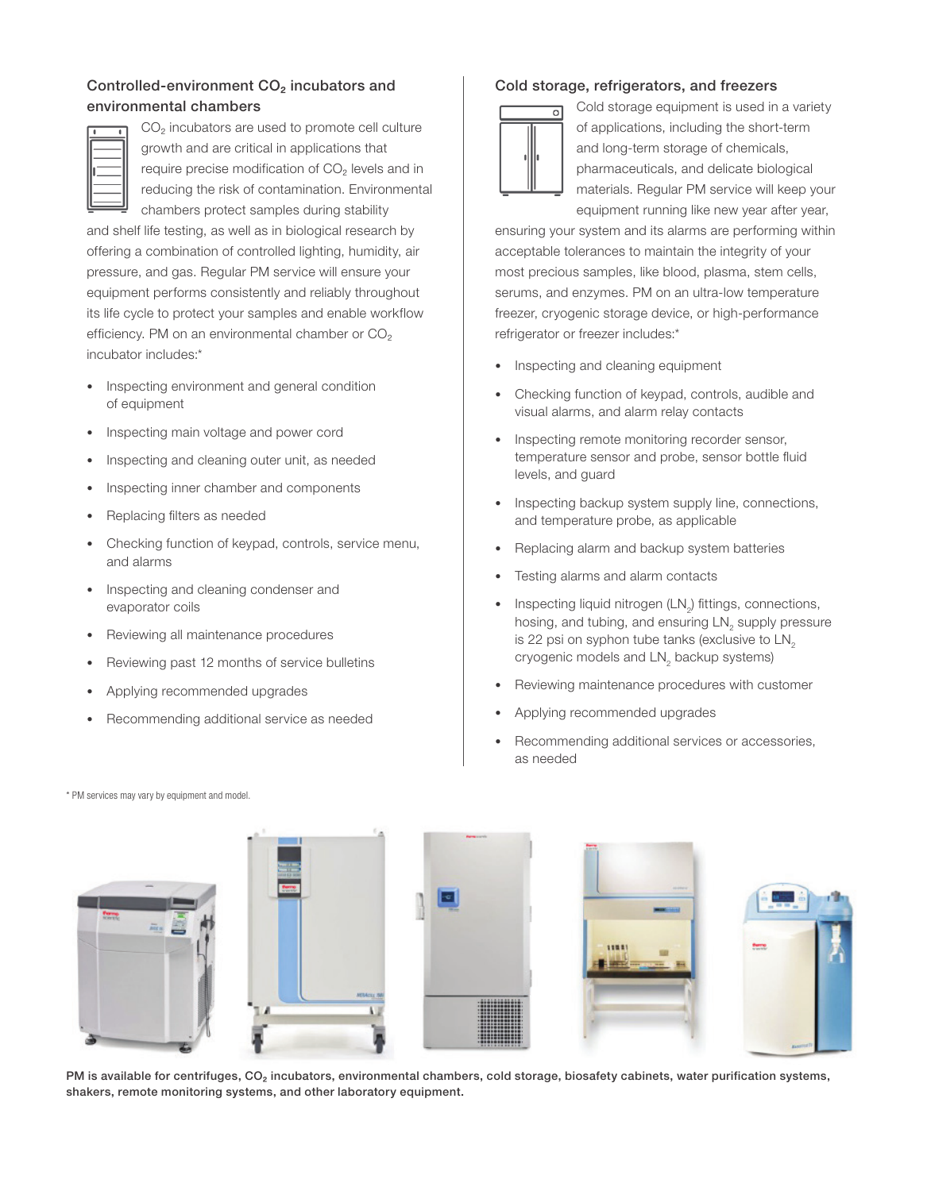### Controlled-environment $CO_2$ incubators and environmental chambers

$CO_2$ incubators are used to promote cell culture growth and are critical in applications that require precise modification of $CO_2$ levels and in reducing the risk of contamination. Environmental chambers protect samples during stability and shelf life testing, as well as in biological research by offering a combination of controlled lighting, humidity, air pressure, and gas. Regular PM service will ensure your equipment performs consistently and reliably throughout its life cycle to protect your samples and enable workflow efficiency. PM on an environmental chamber or $CO_2$ incubator includes:*

- Inspecting environment and general condition of equipment
- Inspecting main voltage and power cord
- Inspecting and cleaning outer unit, as needed
- Inspecting inner chamber and components
- Replacing filters as needed
- Checking function of keypad, controls, service menu, and alarms
- Inspecting and cleaning condenser and evaporator coils
- Reviewing all maintenance procedures
- Reviewing past 12 months of service bulletins
- Applying recommended upgrades
- Recommending additional service as needed

### Cold storage, refrigerators, and freezers

Cold storage equipment is used in a variety of applications, including the short-term and long-term storage of chemicals, pharmaceuticals, and delicate biological materials. Regular PM service will keep your equipment running like new year after year, ensuring your system and its alarms are performing within acceptable tolerances to maintain the integrity of your most precious samples, like blood, plasma, stem cells, serums, and enzymes. PM on an ultra-low temperature freezer, cryogenic storage device, or high-performance refrigerator or freezer includes:*

- Inspecting and cleaning equipment
- Checking function of keypad, controls, audible and visual alarms, and alarm relay contacts
- Inspecting remote monitoring recorder sensor, temperature sensor and probe, sensor bottle fluid levels, and guard
- Inspecting backup system supply line, connections, and temperature probe, as applicable
- Replacing alarm and backup system batteries
- Testing alarms and alarm contacts
- Inspecting liquid nitrogen ($LN_2$) fittings, connections, hosing, and tubing, and ensuring $LN_2$ supply pressure is 22 psi on syphon tube tanks (exclusive to $LN_2$ cryogenic models and $LN_2$ backup systems)
- Reviewing maintenance procedures with customer
- Applying recommended upgrades
- Recommending additional services or accessories, as needed

\* PM services may vary by equipment and model.

**PM is available for centrifuges, $CO_2$ incubators, environmental chambers, cold storage, biosafety cabinets, water purification systems, shakers, remote monitoring systems, and other laboratory equipment.**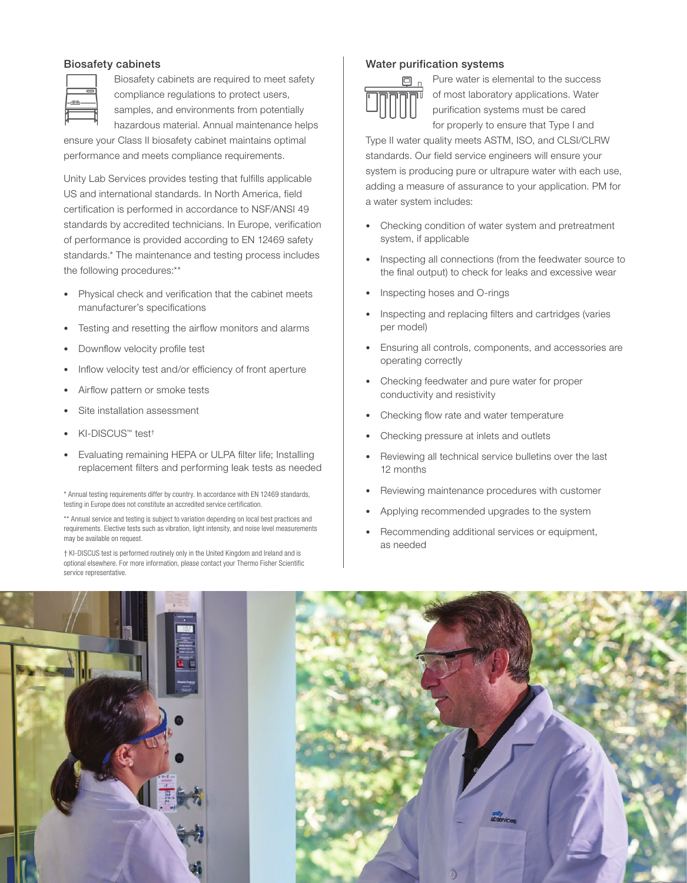## Biosafety cabinets

Biosafety cabinets are required to meet safety compliance regulations to protect users, samples, and environments from potentially hazardous material. Annual maintenance helps ensure your Class II biosafety cabinet maintains optimal performance and meets compliance requirements.

Unity Lab Services provides testing that fulfills applicable US and international standards. In North America, field certification is performed in accordance to NSF/ANSI 49 standards by accredited technicians. In Europe, verification of performance is provided according to EN 12469 safety standards.* The maintenance and testing process includes the following procedures:**

- Physical check and verification that the cabinet meets manufacturer's specifications
- Testing and resetting the airflow monitors and alarms
- Downflow velocity profile test
- Inflow velocity test and/or efficiency of front aperture
- Airflow pattern or smoke tests
- Site installation assessment
- KI-DISCUS™ test†
- Evaluating remaining HEPA or ULPA filter life; Installing replacement filters and performing leak tests as needed

* Annual testing requirements differ by country. In accordance with EN 12469 standards, testing in Europe does not constitute an accredited service certification.

** Annual service and testing is subject to variation depending on local best practices and requirements. Elective tests such as vibration, light intensity, and noise level measurements may be available on request.

† KI-DISCUS test is performed routinely only in the United Kingdom and Ireland and is optional elsewhere. For more information, please contact your Thermo Fisher Scientific service representative.

## Water purification systems

Pure water is elemental to the success of most laboratory applications. Water purification systems must be cared for properly to ensure that Type I and Type II water quality meets ASTM, ISO, and CLSI/CLRW standards. Our field service engineers will ensure your system is producing pure or ultrapure water with each use, adding a measure of assurance to your application. PM for a water system includes:

- Checking condition of water system and pretreatment system, if applicable
- Inspecting all connections (from the feedwater source to the final output) to check for leaks and excessive wear
- Inspecting hoses and O-rings
- Inspecting and replacing filters and cartridges (varies per model)
- Ensuring all controls, components, and accessories are operating correctly
- Checking feedwater and pure water for proper conductivity and resistivity
- Checking flow rate and water temperature
- Checking pressure at inlets and outlets
- Reviewing all technical service bulletins over the last 12 months
- Reviewing maintenance procedures with customer
- Applying recommended upgrades to the system
- Recommending additional services or equipment, as needed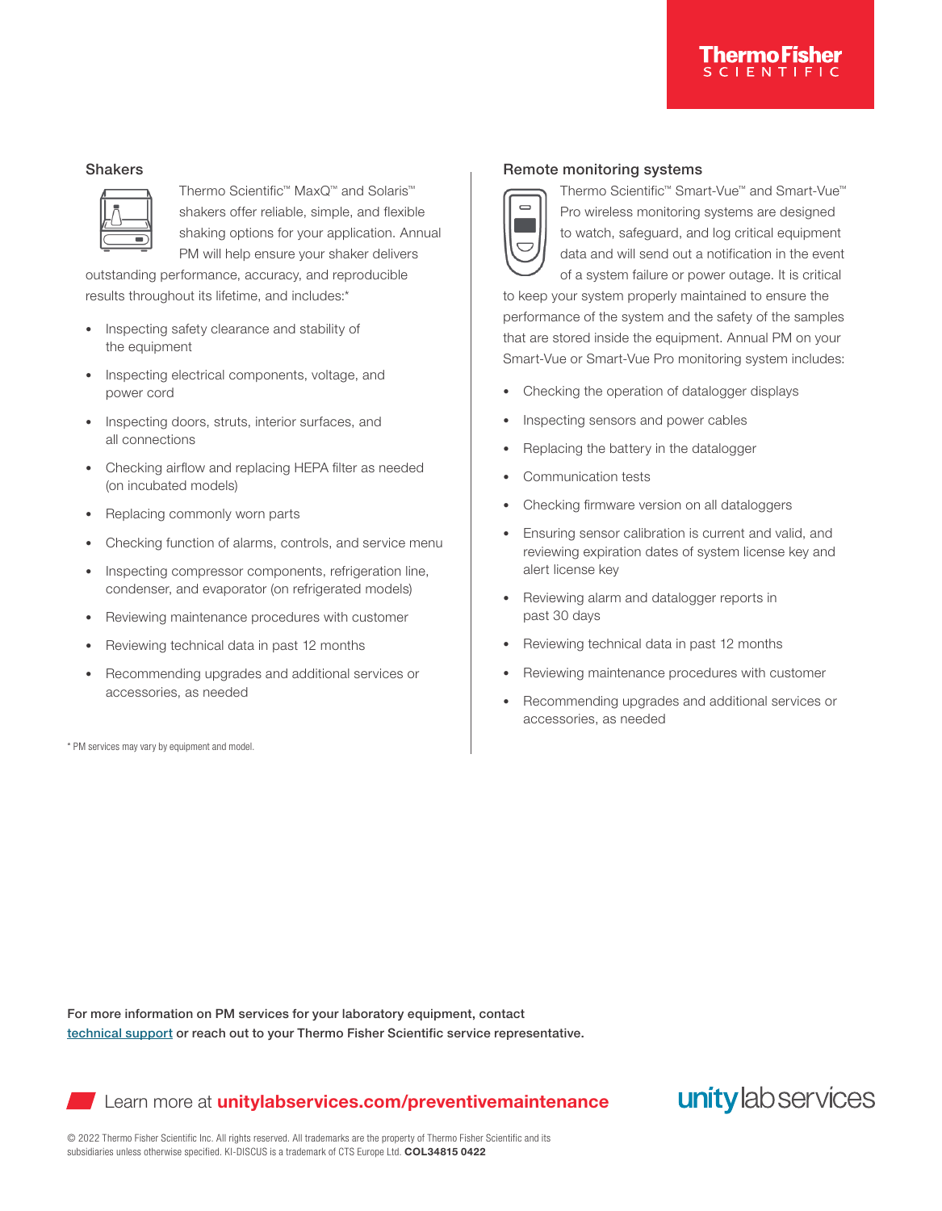## Shakers

Thermo Scientific™ MaxQ™ and Solaris™ shakers offer reliable, simple, and flexible shaking options for your application. Annual PM will help ensure your shaker delivers outstanding performance, accuracy, and reproducible results throughout its lifetime, and includes:*

- Inspecting safety clearance and stability of the equipment
- Inspecting electrical components, voltage, and power cord
- Inspecting doors, struts, interior surfaces, and all connections
- Checking airflow and replacing HEPA filter as needed (on incubated models)
- Replacing commonly worn parts
- Checking function of alarms, controls, and service menu
- Inspecting compressor components, refrigeration line, condenser, and evaporator (on refrigerated models)
- Reviewing maintenance procedures with customer
- Reviewing technical data in past 12 months
- Recommending upgrades and additional services or accessories, as needed

## Remote monitoring systems

Thermo Scientific™ Smart-Vue™ and Smart-Vue™ Pro wireless monitoring systems are designed to watch, safeguard, and log critical equipment data and will send out a notification in the event of a system failure or power outage. It is critical to keep your system properly maintained to ensure the performance of the system and the safety of the samples that are stored inside the equipment. Annual PM on your Smart-Vue or Smart-Vue Pro monitoring system includes:

- Checking the operation of datalogger displays
- Inspecting sensors and power cables
- Replacing the battery in the datalogger
- Communication tests
- Checking firmware version on all dataloggers
- Ensuring sensor calibration is current and valid, and reviewing expiration dates of system license key and alert license key
- Reviewing alarm and datalogger reports in past 30 days
- Reviewing technical data in past 12 months
- Reviewing maintenance procedures with customer
- Recommending upgrades and additional services or accessories, as needed

\* PM services may vary by equipment and model.

**For more information on PM services for your laboratory equipment, contact technical support or reach out to your Thermo Fisher Scientific service representative.**

Learn more at **unitylabservices.com/preventivemaintenance**

© 2022 Thermo Fisher Scientific Inc. All rights reserved. All trademarks are the property of Thermo Fisher Scientific and its subsidiaries unless otherwise specified. KI-DISCUS is a trademark of CTS Europe Ltd. **COL34815 0422**